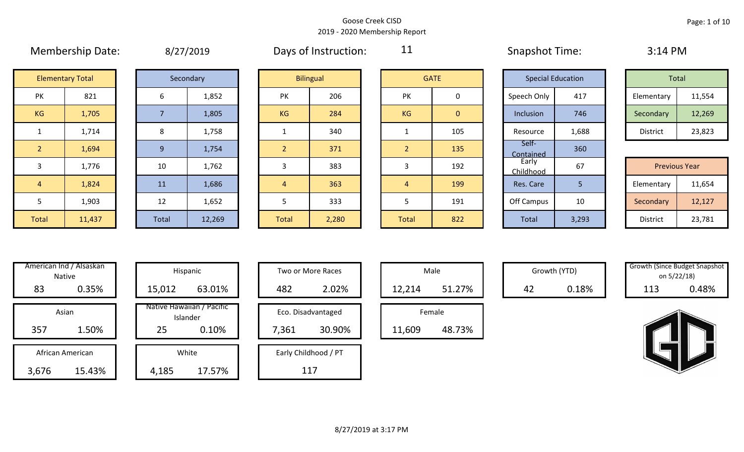# Goose Creek CISD

## 2019 - 2020 Membership Report

**Membership Date:** 8/27/2019 | **Days of Instruction:** 11 | **Snapshot Time:** 3:14 PM

| Elementary Total | |
|---|---|
| PK | 821 |
| KG | 1,705 |
| 1 | 1,714 |
| 2 | 1,694 |
| 3 | 1,776 |
| 4 | 1,824 |
| 5 | 1,903 |
| Total | 11,437 |

| Secondary | |
|---|---|
| 6 | 1,852 |
| 7 | 1,805 |
| 8 | 1,758 |
| 9 | 1,754 |
| 10 | 1,762 |
| 11 | 1,686 |
| 12 | 1,652 |
| Total | 12,269 |

| Bilingual | |
|---|---|
| PK | 206 |
| KG | 284 |
| 1 | 340 |
| 2 | 371 |
| 3 | 383 |
| 4 | 363 |
| 5 | 333 |
| Total | 2,280 |

| GATE | |
|---|---|
| PK | 0 |
| KG | 0 |
| 1 | 105 |
| 2 | 135 |
| 3 | 192 |
| 4 | 199 |
| 5 | 191 |
| Total | 822 |

| Special Education | |
|---|---|
| Speech Only | 417 |
| Inclusion | 746 |
| Resource | 1,688 |
| Self-Contained | 360 |
| Early Childhood | 67 |
| Res. Care | 5 |
| Off Campus | 10 |
| Total | 3,293 |

| Total | |
|---|---|
| Elementary | 11,554 |
| Secondary | 12,269 |
| District | 23,823 |

| Previous Year | |
|---|---|
| Elementary | 11,654 |
| Secondary | 12,127 |
| District | 23,781 |

| Category | Count | Percent |
|---|---|---|
| American Ind / Alsaskan Native | 83 | 0.35% |
| Asian | 357 | 1.50% |
| African American | 3,676 | 15.43% |
| Hispanic | 15,012 | 63.01% |
| Native Hawaiian / Pacific Islander | 25 | 0.10% |
| White | 4,185 | 17.57% |
| Two or More Races | 482 | 2.02% |
| Eco. Disadvantaged | 7,361 | 30.90% |
| Early Childhood / PT | 117 | |
| Male | 12,214 | 51.27% |
| Female | 11,609 | 48.73% |
| Growth (YTD) | 42 | 0.18% |
| Growth (Since Budget Snapshot on 5/22/18) | 113 | 0.48% |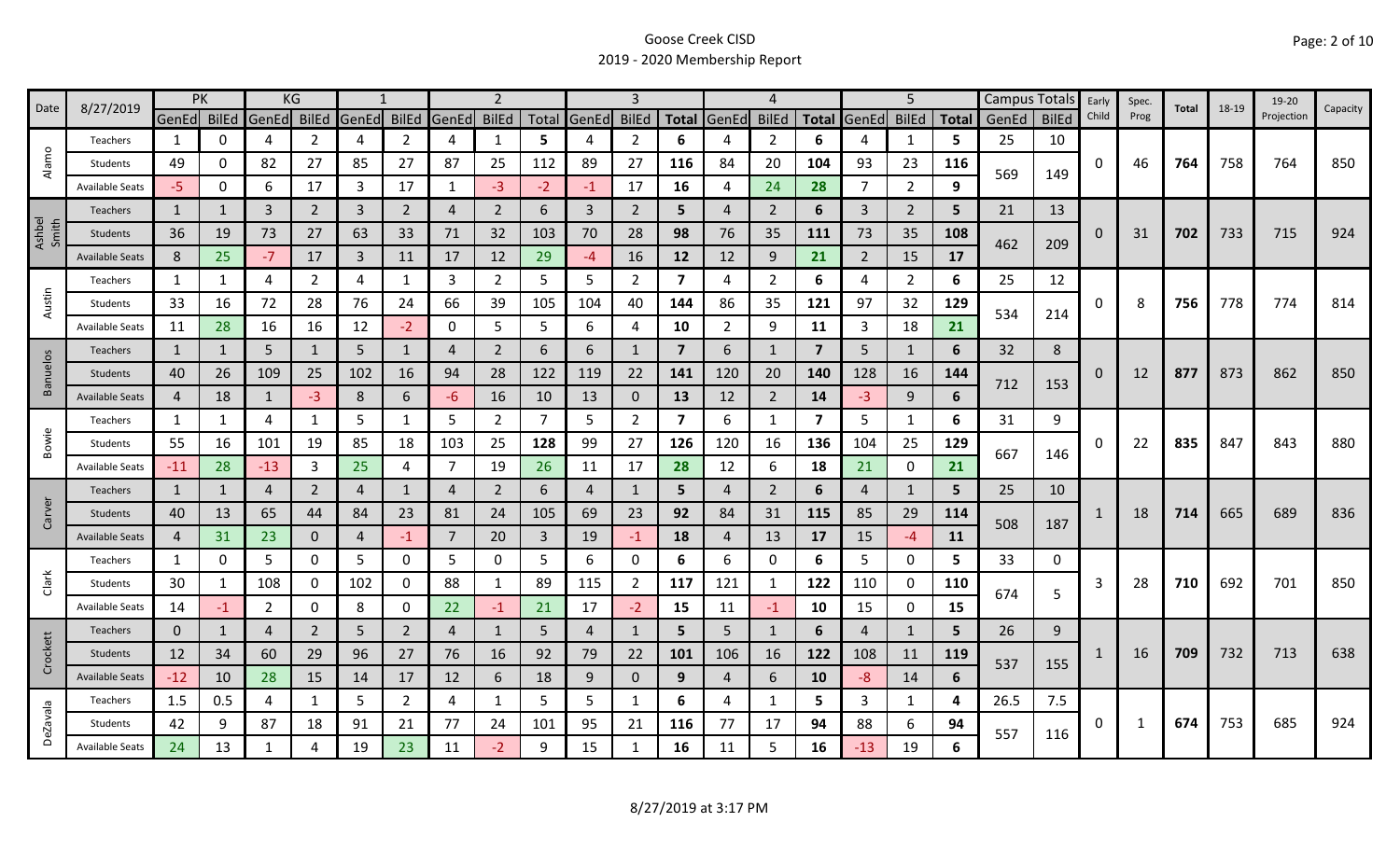# Goose Creek CISD

## 2019 - 2020 Membership Report

| Date | 8/27/2019 | PK | | KG | | 1 | | 2 | | | 3 | | | 4 | | | 5 | | | Campus Totals | | Early Child | Spec. Prog | Total | 18-19 | 19-20 Projection | Capacity |
|---|---|---|---|---|---|---|---|---|---|---|---|---|---|---|---|---|---|---|---|---|---|---|---|---|---|---|---|
| | | GenEd | BilEd | GenEd | BilEd | GenEd | BilEd | GenEd | BilEd | Total | GenEd | BilEd | Total | GenEd | BilEd | Total | GenEd | BilEd | Total | GenEd | BilEd | | | | | | |
| Alamo | Teachers | 1 | 0 | 4 | 2 | 4 | 2 | 4 | 1 | 5 | 4 | 2 | 6 | 4 | 2 | 6 | 4 | 1 | 5 | 25 | 10 | 0 | 46 | **764** | 758 | 764 | 850 |
| | Students | 49 | 0 | 82 | 27 | 85 | 27 | 87 | 25 | 112 | 89 | 27 | **116** | 84 | 20 | **104** | 93 | 23 | **116** | 569 | 149 | | | | | | |
| | Available Seats | -5 | 0 | 6 | 17 | 3 | 17 | 1 | -3 | -2 | -1 | 17 | **16** | 4 | 24 | **28** | 7 | 2 | **9** | | | | | | | | |
| Ashbel Smith | Teachers | 1 | 1 | 3 | 2 | 3 | 2 | 4 | 2 | 6 | 3 | 2 | **5** | 4 | 2 | **6** | 3 | 2 | **5** | 21 | 13 | 0 | 31 | **702** | 733 | 715 | 924 |
| | Students | 36 | 19 | 73 | 27 | 63 | 33 | 71 | 32 | 103 | 70 | 28 | 98 | 76 | 35 | **111** | 73 | 35 | **108** | 462 | 209 | | | | | | |
| | Available Seats | 8 | 25 | -7 | 17 | 3 | 11 | 17 | 12 | 29 | -4 | 16 | **12** | 12 | 9 | **21** | 2 | 15 | **17** | | | | | | | | |
| Austin | Teachers | 1 | 1 | 4 | 2 | 4 | 1 | 3 | 2 | 5 | 5 | 2 | **7** | 4 | 2 | **6** | 4 | 2 | **6** | 25 | 12 | 0 | 8 | **756** | 778 | 774 | 814 |
| | Students | 33 | 16 | 72 | 28 | 76 | 24 | 66 | 39 | 105 | 104 | 40 | **144** | 86 | 35 | **121** | 97 | 32 | **129** | 534 | 214 | | | | | | |
| | Available Seats | 11 | 28 | 16 | 16 | 12 | -2 | 0 | 5 | 5 | 6 | 4 | **10** | 2 | 9 | **11** | 3 | 18 | **21** | | | | | | | | |
| Banuelos | Teachers | 1 | 1 | 5 | 1 | 5 | 1 | 4 | 2 | 6 | 6 | 1 | **7** | 6 | 1 | **7** | 5 | 1 | **6** | 32 | 8 | 0 | 12 | **877** | 873 | 862 | 850 |
| | Students | 40 | 26 | 109 | 25 | 102 | 16 | 94 | 28 | 122 | 119 | 22 | **141** | 120 | 20 | **140** | 128 | 16 | **144** | 712 | 153 | | | | | | |
| | Available Seats | 4 | 18 | 1 | -3 | 8 | 6 | -6 | 16 | 10 | 13 | 0 | **13** | 12 | 2 | **14** | -3 | 9 | **6** | | | | | | | | |
| Bowie | Teachers | 1 | 1 | 4 | 1 | 5 | 1 | 5 | 2 | 7 | 5 | 2 | **7** | 6 | 1 | **7** | 5 | 1 | **6** | 31 | 9 | 0 | 22 | **835** | 847 | 843 | 880 |
| | Students | 55 | 16 | 101 | 19 | 85 | 18 | 103 | 25 | **128** | 99 | 27 | **126** | 120 | 16 | **136** | 104 | 25 | **129** | 667 | 146 | | | | | | |
| | Available Seats | -11 | 28 | -13 | 3 | 25 | 4 | 7 | 19 | 26 | 11 | 17 | **28** | 12 | 6 | **18** | 21 | 0 | **21** | | | | | | | | |
| Carver | Teachers | 1 | 1 | 4 | 2 | 4 | 1 | 4 | 2 | 6 | 4 | 1 | **5** | 4 | 2 | **6** | 4 | 1 | **5** | 25 | 10 | 1 | 18 | **714** | 665 | 689 | 836 |
| | Students | 40 | 13 | 65 | 44 | 84 | 23 | 81 | 24 | 105 | 69 | 23 | **92** | 84 | 31 | **115** | 85 | 29 | **114** | 508 | 187 | | | | | | |
| | Available Seats | 4 | 31 | 23 | 0 | 4 | -1 | 7 | 20 | 3 | 19 | -1 | **18** | 4 | 13 | **17** | 15 | -4 | **11** | | | | | | | | |
| Clark | Teachers | 1 | 0 | 5 | 0 | 5 | 0 | 5 | 0 | 5 | 6 | 0 | **6** | 6 | 0 | **6** | 5 | 0 | **5** | 33 | 0 | 3 | 28 | **710** | 692 | 701 | 850 |
| | Students | 30 | 1 | 108 | 0 | 102 | 0 | 88 | 1 | 89 | 115 | 2 | **117** | 121 | 1 | **122** | 110 | 0 | **110** | 674 | 5 | | | | | | |
| | Available Seats | 14 | -1 | 2 | 0 | 8 | 0 | 22 | -1 | 21 | 17 | -2 | **15** | 11 | -1 | **10** | 15 | 0 | **15** | | | | | | | | |
| Crockett | Teachers | 0 | 1 | 4 | 2 | 5 | 2 | 4 | 1 | 5 | 4 | 1 | **5** | 5 | 1 | **6** | 4 | 1 | **5** | 26 | 9 | 1 | 16 | **709** | 732 | 713 | 638 |
| | Students | 12 | 34 | 60 | 29 | 96 | 27 | 76 | 16 | 92 | 79 | 22 | **101** | 106 | 16 | **122** | 108 | 11 | **119** | 537 | 155 | | | | | | |
| | Available Seats | -12 | 10 | 28 | 15 | 14 | 17 | 12 | 6 | 18 | 9 | 0 | **9** | 4 | 6 | **10** | -8 | 14 | **6** | | | | | | | | |
| DeZavala | Teachers | 1.5 | 0.5 | 4 | 1 | 5 | 2 | 4 | 1 | 5 | 5 | 1 | **6** | 4 | 1 | **5** | 3 | 1 | **4** | 26.5 | 7.5 | 0 | 1 | **674** | 753 | 685 | 924 |
| | Students | 42 | 9 | 87 | 18 | 91 | 21 | 77 | 24 | 101 | 95 | 21 | **116** | 77 | 17 | **94** | 88 | 6 | **94** | 557 | 116 | | | | | | |
| | Available Seats | 24 | 13 | 1 | 4 | 19 | 23 | 11 | -2 | 9 | 15 | 1 | **16** | 11 | 5 | **16** | -13 | 19 | **6** | | | | | | | | |

8/27/2019 at 3:17 PM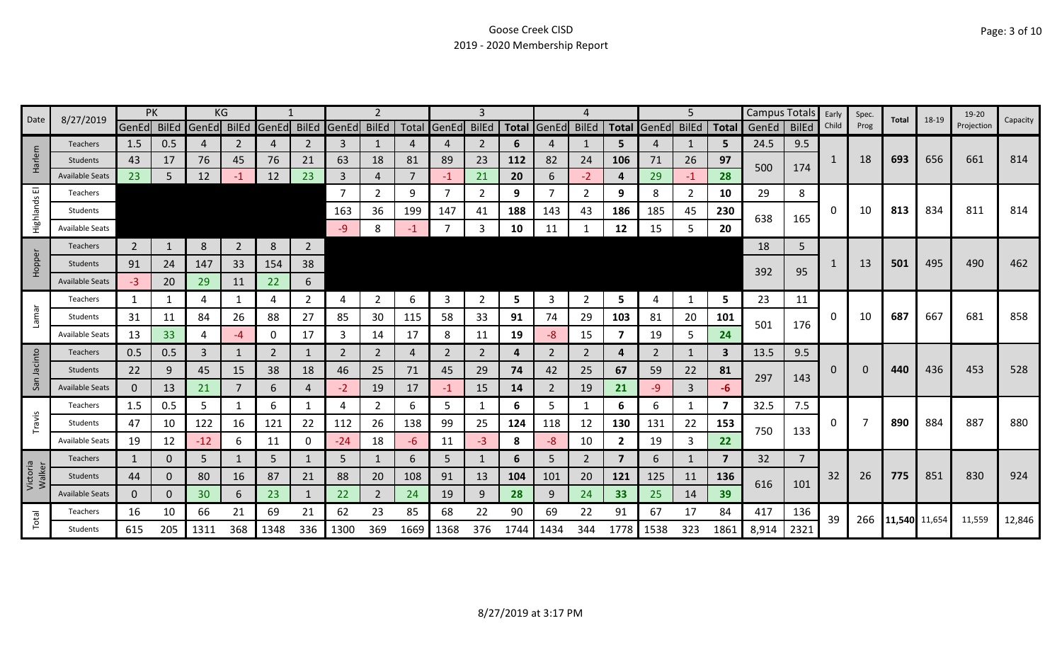# Goose Creek CISD

## 2019 - 2020 Membership Report

| Date | 8/27/2019 | PK | | KG | | 1 | | 2 | | | 3 | | | 4 | | | 5 | | | Campus Totals | | Early Child | Spec. Prog | Total | 18-19 | 19-20 Projection | Capacity |
|---|---|---|---|---|---|---|---|---|---|---|---|---|---|---|---|---|---|---|---|---|---|---|---|---|---|---|---|
| | | GenEd | BilEd | GenEd | BilEd | GenEd | BilEd | GenEd | BilEd | Total | GenEd | BilEd | Total | GenEd | BilEd | Total | GenEd | BilEd | Total | GenEd | BilEd | | | | | | |
| Harlem | Teachers | 1.5 | 0.5 | 4 | 2 | 4 | 2 | 3 | 1 | 4 | 4 | 2 | **6** | 4 | 1 | **5** | 4 | 1 | **5** | 24.5 | 9.5 | 1 | 18 | **693** | 656 | 661 | 814 |
| | Students | 43 | 17 | 76 | 45 | 76 | 21 | 63 | 18 | 81 | 89 | 23 | **112** | 82 | 24 | **106** | 71 | 26 | **97** | 500 | 174 | | | | | | |
| | Available Seats | 23 | 5 | 12 | -1 | 12 | 23 | 3 | 4 | 7 | -1 | 21 | **20** | 6 | -2 | **4** | 29 | -1 | **28** | | | | | | | | |
| Highlands El | Teachers | | | | | | | 7 | 2 | 9 | 7 | 2 | **9** | 7 | 2 | **9** | 8 | 2 | **10** | 29 | 8 | 0 | 10 | **813** | 834 | 811 | 814 |
| | Students | | | | | | | 163 | 36 | 199 | 147 | 41 | **188** | 143 | 43 | **186** | 185 | 45 | **230** | 638 | 165 | | | | | | |
| | Available Seats | | | | | | | -9 | 8 | -1 | 7 | 3 | **10** | 11 | 1 | **12** | 15 | 5 | **20** | | | | | | | | |
| Hopper | Teachers | 2 | 1 | 8 | 2 | 8 | 2 | | | | | | | | | | | | | 18 | 5 | 1 | 13 | **501** | 495 | 490 | 462 |
| | Students | 91 | 24 | 147 | 33 | 154 | 38 | | | | | | | | | | | | | 392 | 95 | | | | | | |
| | Available Seats | -3 | 20 | 29 | 11 | 22 | 6 | | | | | | | | | | | | | | | | | | | | |
| Lamar | Teachers | 1 | 1 | 4 | 1 | 4 | 2 | 4 | 2 | 6 | 3 | 2 | **5** | 3 | 2 | **5** | 4 | 1 | **5** | 23 | 11 | 0 | 10 | **687** | 667 | 681 | 858 |
| | Students | 31 | 11 | 84 | 26 | 88 | 27 | 85 | 30 | 115 | 58 | 33 | **91** | 74 | 29 | **103** | 81 | 20 | **101** | 501 | 176 | | | | | | |
| | Available Seats | 13 | 33 | 4 | -4 | 0 | 17 | 3 | 14 | 17 | 8 | 11 | **19** | -8 | 15 | **7** | 19 | 5 | **24** | | | | | | | | |
| San Jacinto | Teachers | 0.5 | 0.5 | 3 | 1 | 2 | 1 | 2 | 2 | 4 | 2 | 2 | **4** | 2 | 2 | **4** | 2 | 1 | **3** | 13.5 | 9.5 | 0 | 0 | **440** | 436 | 453 | 528 |
| | Students | 22 | 9 | 45 | 15 | 38 | 18 | 46 | 25 | 71 | 45 | 29 | **74** | 42 | 25 | **67** | 59 | 22 | **81** | 297 | 143 | | | | | | |
| | Available Seats | 0 | 13 | 21 | 7 | 6 | 4 | -2 | 19 | 17 | -1 | 15 | **14** | 2 | 19 | **21** | -9 | 3 | **-6** | | | | | | | | |
| Travis | Teachers | 1.5 | 0.5 | 5 | 1 | 6 | 1 | 4 | 2 | 6 | 5 | 1 | **6** | 5 | 1 | **6** | 6 | 1 | **7** | 32.5 | 7.5 | 0 | 7 | **890** | 884 | 887 | 880 |
| | Students | 47 | 10 | 122 | 16 | 121 | 22 | 112 | 26 | 138 | 99 | 25 | **124** | 118 | 12 | **130** | 131 | 22 | **153** | 750 | 133 | | | | | | |
| | Available Seats | 19 | 12 | -12 | 6 | 11 | 0 | -24 | 18 | -6 | 11 | -3 | **8** | -8 | 10 | **2** | 19 | 3 | **22** | | | | | | | | |
| Victoria Walker | Teachers | 1 | 0 | 5 | 1 | 5 | 1 | 5 | 1 | 6 | 5 | 1 | **6** | 5 | 2 | **7** | 6 | 1 | **7** | 32 | 7 | 32 | 26 | **775** | 851 | 830 | 924 |
| | Students | 44 | 0 | 80 | 16 | 87 | 21 | 88 | 20 | 108 | 91 | 13 | **104** | 101 | 20 | **121** | 125 | 11 | **136** | 616 | 101 | | | | | | |
| | Available Seats | 0 | 0 | 30 | 6 | 23 | 1 | 22 | 2 | 24 | 19 | 9 | **28** | 9 | 24 | **33** | 25 | 14 | **39** | | | | | | | | |
| Total | Teachers | 16 | 10 | 66 | 21 | 69 | 21 | 62 | 23 | 85 | 68 | 22 | 90 | 69 | 22 | 91 | 67 | 17 | 84 | 417 | 136 | 39 | 266 | **11,540** | 11,654 | 11,559 | 12,846 |
| | Students | 615 | 205 | 1311 | 368 | 1348 | 336 | 1300 | 369 | 1669 | 1368 | 376 | 1744 | 1434 | 344 | 1778 | 1538 | 323 | 1861 | 8,914 | 2321 | | | | | | |

8/27/2019 at 3:17 PM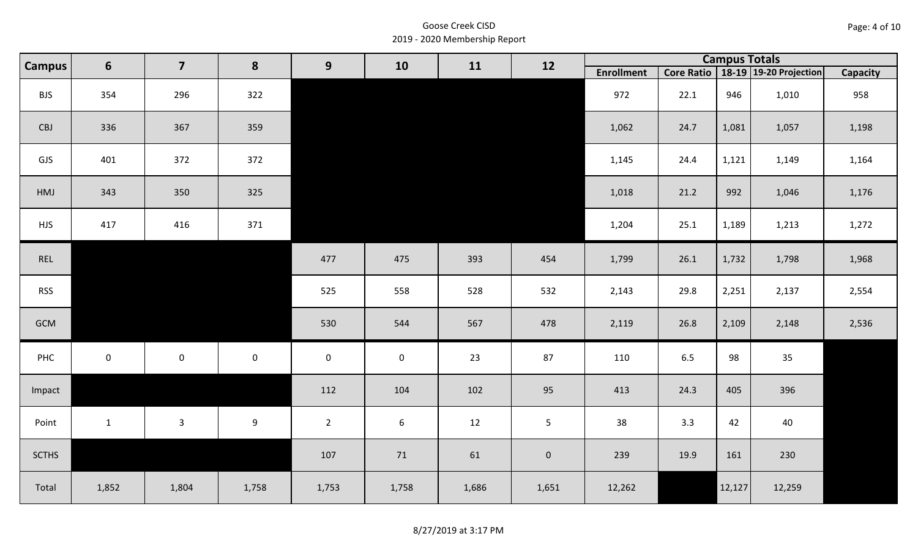# Goose Creek CISD
## 2019 - 2020 Membership Report

| Campus | 6 | 7 | 8 | 9 | 10 | 11 | 12 | Campus Totals | | | | |
|---|---|---|---|---|---|---|---|---|---|---|---|---|
| | | | | | | | | Enrollment | Core Ratio | 18-19 | 19-20 Projection | Capacity |
| BJS | 354 | 296 | 322 | | | | | 972 | 22.1 | 946 | 1,010 | 958 |
| CBJ | 336 | 367 | 359 | | | | | 1,062 | 24.7 | 1,081 | 1,057 | 1,198 |
| GJS | 401 | 372 | 372 | | | | | 1,145 | 24.4 | 1,121 | 1,149 | 1,164 |
| HMJ | 343 | 350 | 325 | | | | | 1,018 | 21.2 | 992 | 1,046 | 1,176 |
| HJS | 417 | 416 | 371 | | | | | 1,204 | 25.1 | 1,189 | 1,213 | 1,272 |
| REL | | | | 477 | 475 | 393 | 454 | 1,799 | 26.1 | 1,732 | 1,798 | 1,968 |
| RSS | | | | 525 | 558 | 528 | 532 | 2,143 | 29.8 | 2,251 | 2,137 | 2,554 |
| GCM | | | | 530 | 544 | 567 | 478 | 2,119 | 26.8 | 2,109 | 2,148 | 2,536 |
| PHC | 0 | 0 | 0 | 0 | 0 | 23 | 87 | 110 | 6.5 | 98 | 35 | |
| Impact | | | | 112 | 104 | 102 | 95 | 413 | 24.3 | 405 | 396 | |
| Point | 1 | 3 | 9 | 2 | 6 | 12 | 5 | 38 | 3.3 | 42 | 40 | |
| SCTHS | | | | 107 | 71 | 61 | 0 | 239 | 19.9 | 161 | 230 | |
| Total | 1,852 | 1,804 | 1,758 | 1,753 | 1,758 | 1,686 | 1,651 | 12,262 | | 12,127 | 12,259 | |

8/27/2019 at 3:17 PM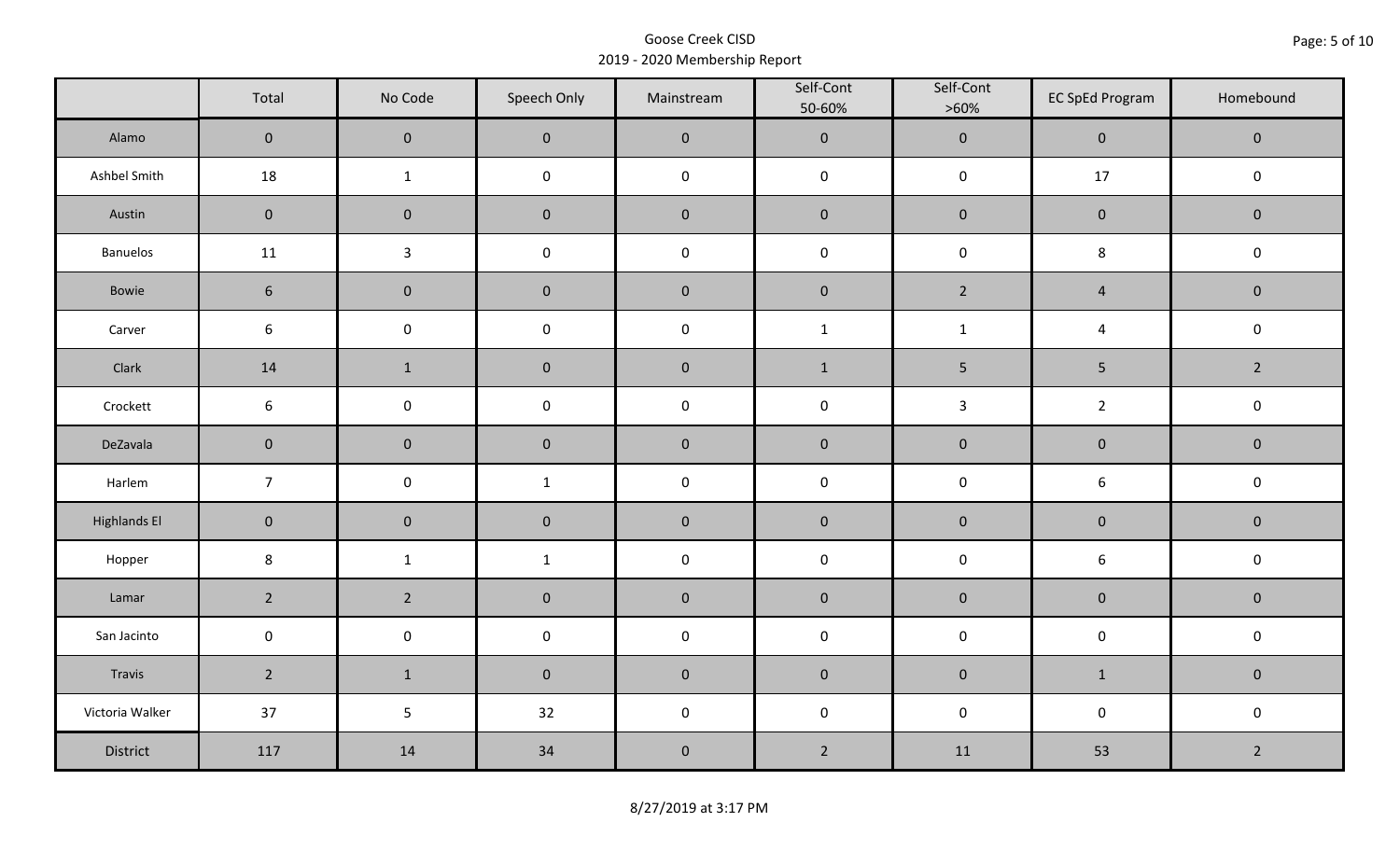Goose Creek CISD
2019 - 2020 Membership Report

| | Total | No Code | Speech Only | Mainstream | Self-Cont 50-60% | Self-Cont >60% | EC SpEd Program | Homebound |
|---|---|---|---|---|---|---|---|---|
| Alamo | 0 | 0 | 0 | 0 | 0 | 0 | 0 | 0 |
| Ashbel Smith | 18 | 1 | 0 | 0 | 0 | 0 | 17 | 0 |
| Austin | 0 | 0 | 0 | 0 | 0 | 0 | 0 | 0 |
| Banuelos | 11 | 3 | 0 | 0 | 0 | 0 | 8 | 0 |
| Bowie | 6 | 0 | 0 | 0 | 0 | 2 | 4 | 0 |
| Carver | 6 | 0 | 0 | 0 | 1 | 1 | 4 | 0 |
| Clark | 14 | 1 | 0 | 0 | 1 | 5 | 5 | 2 |
| Crockett | 6 | 0 | 0 | 0 | 0 | 3 | 2 | 0 |
| DeZavala | 0 | 0 | 0 | 0 | 0 | 0 | 0 | 0 |
| Harlem | 7 | 0 | 1 | 0 | 0 | 0 | 6 | 0 |
| Highlands El | 0 | 0 | 0 | 0 | 0 | 0 | 0 | 0 |
| Hopper | 8 | 1 | 1 | 0 | 0 | 0 | 6 | 0 |
| Lamar | 2 | 2 | 0 | 0 | 0 | 0 | 0 | 0 |
| San Jacinto | 0 | 0 | 0 | 0 | 0 | 0 | 0 | 0 |
| Travis | 2 | 1 | 0 | 0 | 0 | 0 | 1 | 0 |
| Victoria Walker | 37 | 5 | 32 | 0 | 0 | 0 | 0 | 0 |
| District | 117 | 14 | 34 | 0 | 2 | 11 | 53 | 2 |

8/27/2019 at 3:17 PM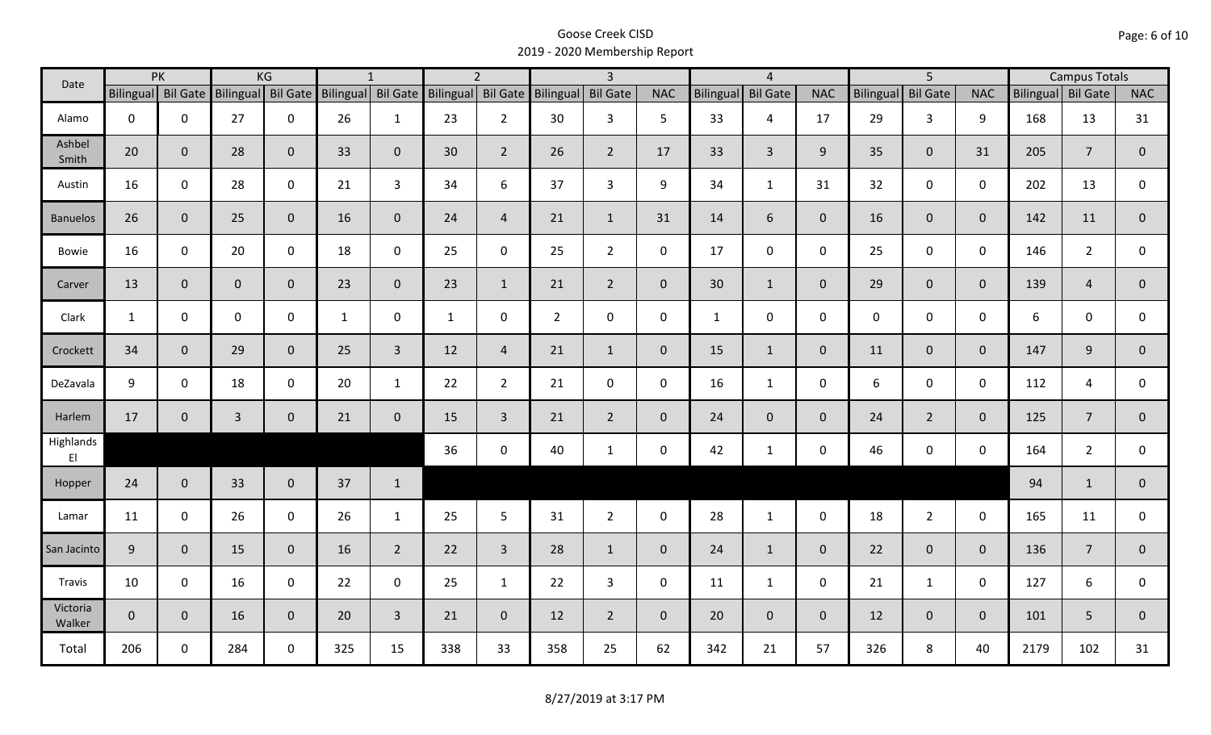# Goose Creek CISD
## 2019 - 2020 Membership Report

| Date | PK | | KG | | 1 | | 2 | | 3 | | | 4 | | | 5 | | | Campus Totals | | |
|---|---|---|---|---|---|---|---|---|---|---|---|---|---|---|---|---|---|---|---|---|
| | Bilingual | Bil Gate | Bilingual | Bil Gate | Bilingual | Bil Gate | Bilingual | Bil Gate | Bilingual | Bil Gate | NAC | Bilingual | Bil Gate | NAC | Bilingual | Bil Gate | NAC | Bilingual | Bil Gate | NAC |
| Alamo | 0 | 0 | 27 | 0 | 26 | 1 | 23 | 2 | 30 | 3 | 5 | 33 | 4 | 17 | 29 | 3 | 9 | 168 | 13 | 31 |
| Ashbel Smith | 20 | 0 | 28 | 0 | 33 | 0 | 30 | 2 | 26 | 2 | 17 | 33 | 3 | 9 | 35 | 0 | 31 | 205 | 7 | 0 |
| Austin | 16 | 0 | 28 | 0 | 21 | 3 | 34 | 6 | 37 | 3 | 9 | 34 | 1 | 31 | 32 | 0 | 0 | 202 | 13 | 0 |
| Banuelos | 26 | 0 | 25 | 0 | 16 | 0 | 24 | 4 | 21 | 1 | 31 | 14 | 6 | 0 | 16 | 0 | 0 | 142 | 11 | 0 |
| Bowie | 16 | 0 | 20 | 0 | 18 | 0 | 25 | 0 | 25 | 2 | 0 | 17 | 0 | 0 | 25 | 0 | 0 | 146 | 2 | 0 |
| Carver | 13 | 0 | 0 | 0 | 23 | 0 | 23 | 1 | 21 | 2 | 0 | 30 | 1 | 0 | 29 | 0 | 0 | 139 | 4 | 0 |
| Clark | 1 | 0 | 0 | 0 | 1 | 0 | 1 | 0 | 2 | 0 | 0 | 1 | 0 | 0 | 0 | 0 | 0 | 6 | 0 | 0 |
| Crockett | 34 | 0 | 29 | 0 | 25 | 3 | 12 | 4 | 21 | 1 | 0 | 15 | 1 | 0 | 11 | 0 | 0 | 147 | 9 | 0 |
| DeZavala | 9 | 0 | 18 | 0 | 20 | 1 | 22 | 2 | 21 | 0 | 0 | 16 | 1 | 0 | 6 | 0 | 0 | 112 | 4 | 0 |
| Harlem | 17 | 0 | 3 | 0 | 21 | 0 | 15 | 3 | 21 | 2 | 0 | 24 | 0 | 0 | 24 | 2 | 0 | 125 | 7 | 0 |
| Highlands El | | | | | | | 36 | 0 | 40 | 1 | 0 | 42 | 1 | 0 | 46 | 0 | 0 | 164 | 2 | 0 |
| Hopper | 24 | 0 | 33 | 0 | 37 | 1 | | | | | | | | | | | | 94 | 1 | 0 |
| Lamar | 11 | 0 | 26 | 0 | 26 | 1 | 25 | 5 | 31 | 2 | 0 | 28 | 1 | 0 | 18 | 2 | 0 | 165 | 11 | 0 |
| San Jacinto | 9 | 0 | 15 | 0 | 16 | 2 | 22 | 3 | 28 | 1 | 0 | 24 | 1 | 0 | 22 | 0 | 0 | 136 | 7 | 0 |
| Travis | 10 | 0 | 16 | 0 | 22 | 0 | 25 | 1 | 22 | 3 | 0 | 11 | 1 | 0 | 21 | 1 | 0 | 127 | 6 | 0 |
| Victoria Walker | 0 | 0 | 16 | 0 | 20 | 3 | 21 | 0 | 12 | 2 | 0 | 20 | 0 | 0 | 12 | 0 | 0 | 101 | 5 | 0 |
| Total | 206 | 0 | 284 | 0 | 325 | 15 | 338 | 33 | 358 | 25 | 62 | 342 | 21 | 57 | 326 | 8 | 40 | 2179 | 102 | 31 |

8/27/2019 at 3:17 PM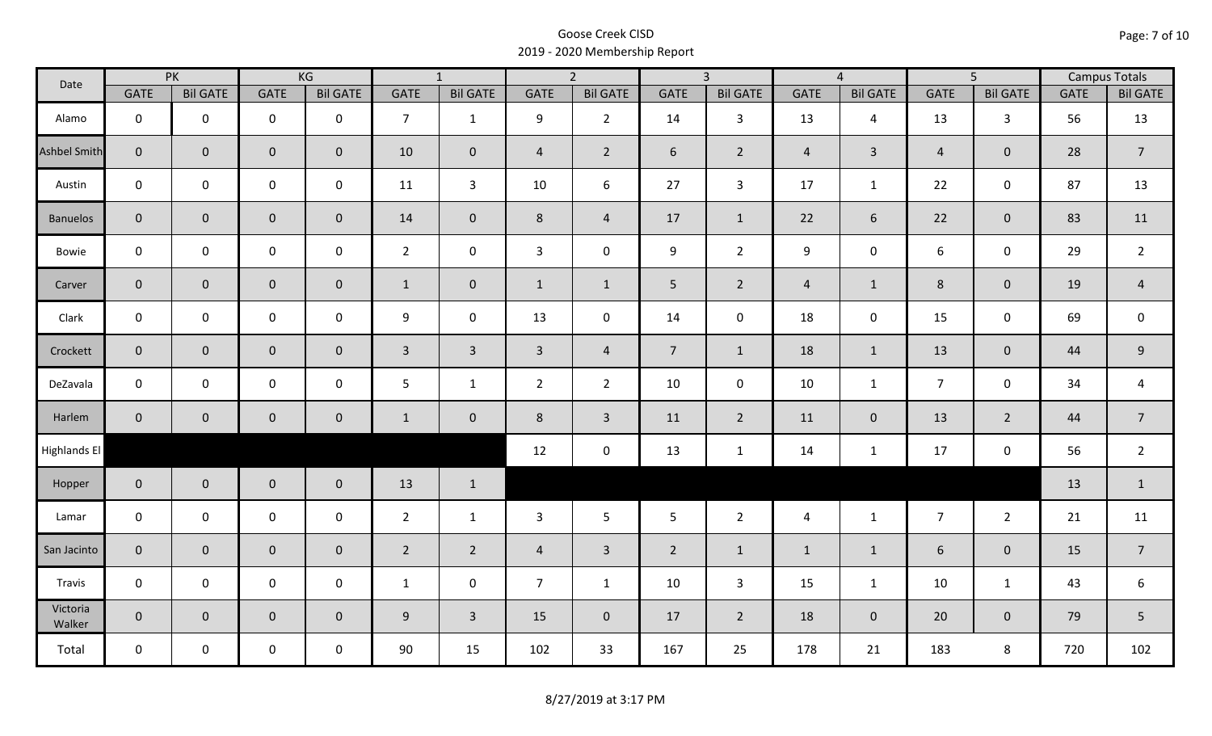# Goose Creek CISD
## 2019 - 2020 Membership Report

| Date | PK | | KG | | 1 | | 2 | | 3 | | 4 | | 5 | | Campus Totals | |
|---|---|---|---|---|---|---|---|---|---|---|---|---|---|---|---|---|
| | GATE | Bil GATE | GATE | Bil GATE | GATE | Bil GATE | GATE | Bil GATE | GATE | Bil GATE | GATE | Bil GATE | GATE | Bil GATE | GATE | Bil GATE |
| Alamo | 0 | 0 | 0 | 0 | 7 | 1 | 9 | 2 | 14 | 3 | 13 | 4 | 13 | 3 | 56 | 13 |
| Ashbel Smith | 0 | 0 | 0 | 0 | 10 | 0 | 4 | 2 | 6 | 2 | 4 | 3 | 4 | 0 | 28 | 7 |
| Austin | 0 | 0 | 0 | 0 | 11 | 3 | 10 | 6 | 27 | 3 | 17 | 1 | 22 | 0 | 87 | 13 |
| Banuelos | 0 | 0 | 0 | 0 | 14 | 0 | 8 | 4 | 17 | 1 | 22 | 6 | 22 | 0 | 83 | 11 |
| Bowie | 0 | 0 | 0 | 0 | 2 | 0 | 3 | 0 | 9 | 2 | 9 | 0 | 6 | 0 | 29 | 2 |
| Carver | 0 | 0 | 0 | 0 | 1 | 0 | 1 | 1 | 5 | 2 | 4 | 1 | 8 | 0 | 19 | 4 |
| Clark | 0 | 0 | 0 | 0 | 9 | 0 | 13 | 0 | 14 | 0 | 18 | 0 | 15 | 0 | 69 | 0 |
| Crockett | 0 | 0 | 0 | 0 | 3 | 3 | 3 | 4 | 7 | 1 | 18 | 1 | 13 | 0 | 44 | 9 |
| DeZavala | 0 | 0 | 0 | 0 | 5 | 1 | 2 | 2 | 10 | 0 | 10 | 1 | 7 | 0 | 34 | 4 |
| Harlem | 0 | 0 | 0 | 0 | 1 | 0 | 8 | 3 | 11 | 2 | 11 | 0 | 13 | 2 | 44 | 7 |
| Highlands El | | | | | | | 12 | 0 | 13 | 1 | 14 | 1 | 17 | 0 | 56 | 2 |
| Hopper | 0 | 0 | 0 | 0 | 13 | 1 | | | | | | | | | 13 | 1 |
| Lamar | 0 | 0 | 0 | 0 | 2 | 1 | 3 | 5 | 5 | 2 | 4 | 1 | 7 | 2 | 21 | 11 |
| San Jacinto | 0 | 0 | 0 | 0 | 2 | 2 | 4 | 3 | 2 | 1 | 1 | 1 | 6 | 0 | 15 | 7 |
| Travis | 0 | 0 | 0 | 0 | 1 | 0 | 7 | 1 | 10 | 3 | 15 | 1 | 10 | 1 | 43 | 6 |
| Victoria Walker | 0 | 0 | 0 | 0 | 9 | 3 | 15 | 0 | 17 | 2 | 18 | 0 | 20 | 0 | 79 | 5 |
| Total | 0 | 0 | 0 | 0 | 90 | 15 | 102 | 33 | 167 | 25 | 178 | 21 | 183 | 8 | 720 | 102 |

8/27/2019 at 3:17 PM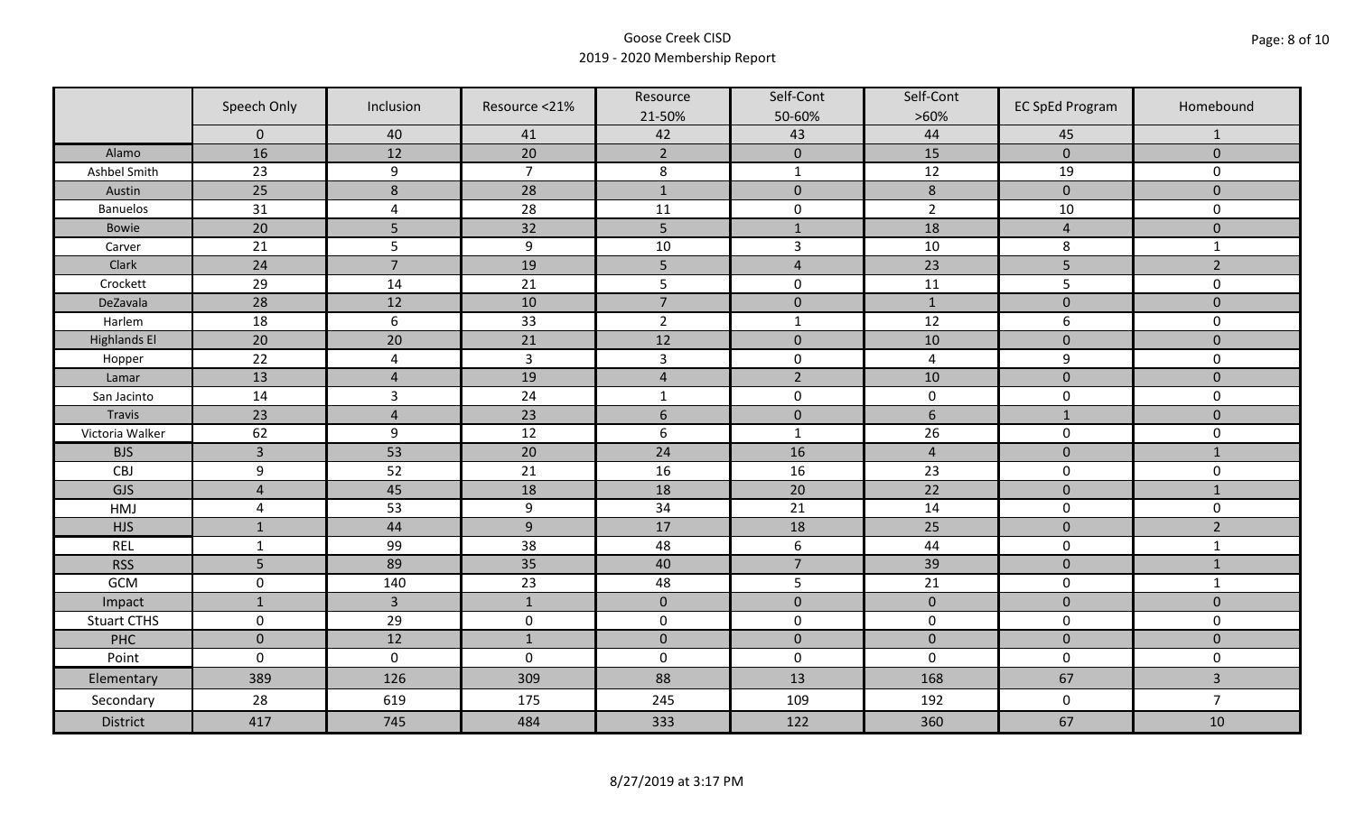# Goose Creek CISD
## 2019 - 2020 Membership Report

| | Speech Only | Inclusion | Resource <21% | Resource 21-50% | Self-Cont 50-60% | Self-Cont >60% | EC SpEd Program | Homebound |
|---|---|---|---|---|---|---|---|---|
| | 0 | 40 | 41 | 42 | 43 | 44 | 45 | 1 |
| Alamo | 16 | 12 | 20 | 2 | 0 | 15 | 0 | 0 |
| Ashbel Smith | 23 | 9 | 7 | 8 | 1 | 12 | 19 | 0 |
| Austin | 25 | 8 | 28 | 1 | 0 | 8 | 0 | 0 |
| Banuelos | 31 | 4 | 28 | 11 | 0 | 2 | 10 | 0 |
| Bowie | 20 | 5 | 32 | 5 | 1 | 18 | 4 | 0 |
| Carver | 21 | 5 | 9 | 10 | 3 | 10 | 8 | 1 |
| Clark | 24 | 7 | 19 | 5 | 4 | 23 | 5 | 2 |
| Crockett | 29 | 14 | 21 | 5 | 0 | 11 | 5 | 0 |
| DeZavala | 28 | 12 | 10 | 7 | 0 | 1 | 0 | 0 |
| Harlem | 18 | 6 | 33 | 2 | 1 | 12 | 6 | 0 |
| Highlands El | 20 | 20 | 21 | 12 | 0 | 10 | 0 | 0 |
| Hopper | 22 | 4 | 3 | 3 | 0 | 4 | 9 | 0 |
| Lamar | 13 | 4 | 19 | 4 | 2 | 10 | 0 | 0 |
| San Jacinto | 14 | 3 | 24 | 1 | 0 | 0 | 0 | 0 |
| Travis | 23 | 4 | 23 | 6 | 0 | 6 | 1 | 0 |
| Victoria Walker | 62 | 9 | 12 | 6 | 1 | 26 | 0 | 0 |
| BJS | 3 | 53 | 20 | 24 | 16 | 4 | 0 | 1 |
| CBJ | 9 | 52 | 21 | 16 | 16 | 23 | 0 | 0 |
| GJS | 4 | 45 | 18 | 18 | 20 | 22 | 0 | 1 |
| HMJ | 4 | 53 | 9 | 34 | 21 | 14 | 0 | 0 |
| HJS | 1 | 44 | 9 | 17 | 18 | 25 | 0 | 2 |
| REL | 1 | 99 | 38 | 48 | 6 | 44 | 0 | 1 |
| RSS | 5 | 89 | 35 | 40 | 7 | 39 | 0 | 1 |
| GCM | 0 | 140 | 23 | 48 | 5 | 21 | 0 | 1 |
| Impact | 1 | 3 | 1 | 0 | 0 | 0 | 0 | 0 |
| Stuart CTHS | 0 | 29 | 0 | 0 | 0 | 0 | 0 | 0 |
| PHC | 0 | 12 | 1 | 0 | 0 | 0 | 0 | 0 |
| Point | 0 | 0 | 0 | 0 | 0 | 0 | 0 | 0 |
| Elementary | 389 | 126 | 309 | 88 | 13 | 168 | 67 | 3 |
| Secondary | 28 | 619 | 175 | 245 | 109 | 192 | 0 | 7 |
| District | 417 | 745 | 484 | 333 | 122 | 360 | 67 | 10 |

8/27/2019 at 3:17 PM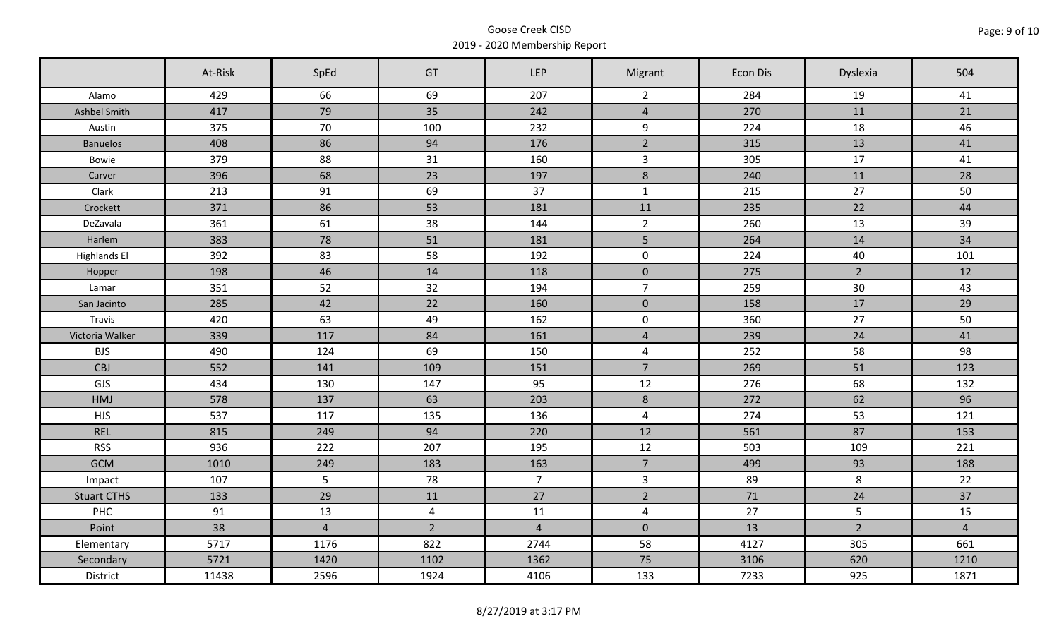Goose Creek CISD
2019 - 2020 Membership Report

| | At-Risk | SpEd | GT | LEP | Migrant | Econ Dis | Dyslexia | 504 |
|---|---|---|---|---|---|---|---|---|
| Alamo | 429 | 66 | 69 | 207 | 2 | 284 | 19 | 41 |
| Ashbel Smith | 417 | 79 | 35 | 242 | 4 | 270 | 11 | 21 |
| Austin | 375 | 70 | 100 | 232 | 9 | 224 | 18 | 46 |
| Banuelos | 408 | 86 | 94 | 176 | 2 | 315 | 13 | 41 |
| Bowie | 379 | 88 | 31 | 160 | 3 | 305 | 17 | 41 |
| Carver | 396 | 68 | 23 | 197 | 8 | 240 | 11 | 28 |
| Clark | 213 | 91 | 69 | 37 | 1 | 215 | 27 | 50 |
| Crockett | 371 | 86 | 53 | 181 | 11 | 235 | 22 | 44 |
| DeZavala | 361 | 61 | 38 | 144 | 2 | 260 | 13 | 39 |
| Harlem | 383 | 78 | 51 | 181 | 5 | 264 | 14 | 34 |
| Highlands El | 392 | 83 | 58 | 192 | 0 | 224 | 40 | 101 |
| Hopper | 198 | 46 | 14 | 118 | 0 | 275 | 2 | 12 |
| Lamar | 351 | 52 | 32 | 194 | 7 | 259 | 30 | 43 |
| San Jacinto | 285 | 42 | 22 | 160 | 0 | 158 | 17 | 29 |
| Travis | 420 | 63 | 49 | 162 | 0 | 360 | 27 | 50 |
| Victoria Walker | 339 | 117 | 84 | 161 | 4 | 239 | 24 | 41 |
| BJS | 490 | 124 | 69 | 150 | 4 | 252 | 58 | 98 |
| CBJ | 552 | 141 | 109 | 151 | 7 | 269 | 51 | 123 |
| GJS | 434 | 130 | 147 | 95 | 12 | 276 | 68 | 132 |
| HMJ | 578 | 137 | 63 | 203 | 8 | 272 | 62 | 96 |
| HJS | 537 | 117 | 135 | 136 | 4 | 274 | 53 | 121 |
| REL | 815 | 249 | 94 | 220 | 12 | 561 | 87 | 153 |
| RSS | 936 | 222 | 207 | 195 | 12 | 503 | 109 | 221 |
| GCM | 1010 | 249 | 183 | 163 | 7 | 499 | 93 | 188 |
| Impact | 107 | 5 | 78 | 7 | 3 | 89 | 8 | 22 |
| Stuart CTHS | 133 | 29 | 11 | 27 | 2 | 71 | 24 | 37 |
| PHC | 91 | 13 | 4 | 11 | 4 | 27 | 5 | 15 |
| Point | 38 | 4 | 2 | 4 | 0 | 13 | 2 | 4 |
| Elementary | 5717 | 1176 | 822 | 2744 | 58 | 4127 | 305 | 661 |
| Secondary | 5721 | 1420 | 1102 | 1362 | 75 | 3106 | 620 | 1210 |
| District | 11438 | 2596 | 1924 | 4106 | 133 | 7233 | 925 | 1871 |

8/27/2019 at 3:17 PM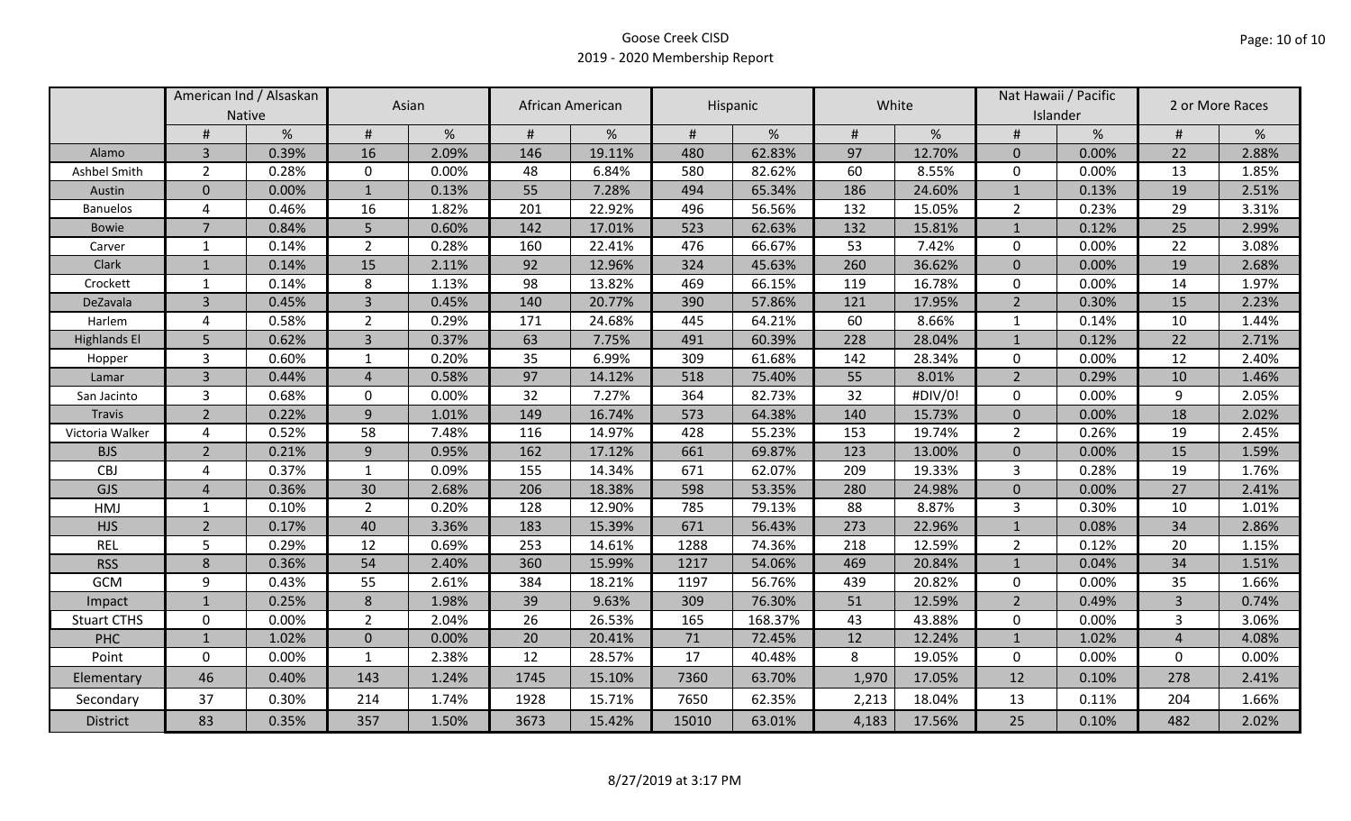# Goose Creek CISD

## 2019 - 2020 Membership Report

| | American Ind / Alsaskan Native | | Asian | | African American | | Hispanic | | White | | Nat Hawaii / Pacific Islander | | 2 or More Races | |
|---|---|---|---|---|---|---|---|---|---|---|---|---|---|---|
| | # | % | # | % | # | % | # | % | # | % | # | % | # | % |
| Alamo | 3 | 0.39% | 16 | 2.09% | 146 | 19.11% | 480 | 62.83% | 97 | 12.70% | 0 | 0.00% | 22 | 2.88% |
| Ashbel Smith | 2 | 0.28% | 0 | 0.00% | 48 | 6.84% | 580 | 82.62% | 60 | 8.55% | 0 | 0.00% | 13 | 1.85% |
| Austin | 0 | 0.00% | 1 | 0.13% | 55 | 7.28% | 494 | 65.34% | 186 | 24.60% | 1 | 0.13% | 19 | 2.51% |
| Banuelos | 4 | 0.46% | 16 | 1.82% | 201 | 22.92% | 496 | 56.56% | 132 | 15.05% | 2 | 0.23% | 29 | 3.31% |
| Bowie | 7 | 0.84% | 5 | 0.60% | 142 | 17.01% | 523 | 62.63% | 132 | 15.81% | 1 | 0.12% | 25 | 2.99% |
| Carver | 1 | 0.14% | 2 | 0.28% | 160 | 22.41% | 476 | 66.67% | 53 | 7.42% | 0 | 0.00% | 22 | 3.08% |
| Clark | 1 | 0.14% | 15 | 2.11% | 92 | 12.96% | 324 | 45.63% | 260 | 36.62% | 0 | 0.00% | 19 | 2.68% |
| Crockett | 1 | 0.14% | 8 | 1.13% | 98 | 13.82% | 469 | 66.15% | 119 | 16.78% | 0 | 0.00% | 14 | 1.97% |
| DeZavala | 3 | 0.45% | 3 | 0.45% | 140 | 20.77% | 390 | 57.86% | 121 | 17.95% | 2 | 0.30% | 15 | 2.23% |
| Harlem | 4 | 0.58% | 2 | 0.29% | 171 | 24.68% | 445 | 64.21% | 60 | 8.66% | 1 | 0.14% | 10 | 1.44% |
| Highlands El | 5 | 0.62% | 3 | 0.37% | 63 | 7.75% | 491 | 60.39% | 228 | 28.04% | 1 | 0.12% | 22 | 2.71% |
| Hopper | 3 | 0.60% | 1 | 0.20% | 35 | 6.99% | 309 | 61.68% | 142 | 28.34% | 0 | 0.00% | 12 | 2.40% |
| Lamar | 3 | 0.44% | 4 | 0.58% | 97 | 14.12% | 518 | 75.40% | 55 | 8.01% | 2 | 0.29% | 10 | 1.46% |
| San Jacinto | 3 | 0.68% | 0 | 0.00% | 32 | 7.27% | 364 | 82.73% | 32 | #DIV/0! | 0 | 0.00% | 9 | 2.05% |
| Travis | 2 | 0.22% | 9 | 1.01% | 149 | 16.74% | 573 | 64.38% | 140 | 15.73% | 0 | 0.00% | 18 | 2.02% |
| Victoria Walker | 4 | 0.52% | 58 | 7.48% | 116 | 14.97% | 428 | 55.23% | 153 | 19.74% | 2 | 0.26% | 19 | 2.45% |
| BJS | 2 | 0.21% | 9 | 0.95% | 162 | 17.12% | 661 | 69.87% | 123 | 13.00% | 0 | 0.00% | 15 | 1.59% |
| CBJ | 4 | 0.37% | 1 | 0.09% | 155 | 14.34% | 671 | 62.07% | 209 | 19.33% | 3 | 0.28% | 19 | 1.76% |
| GJS | 4 | 0.36% | 30 | 2.68% | 206 | 18.38% | 598 | 53.35% | 280 | 24.98% | 0 | 0.00% | 27 | 2.41% |
| HMJ | 1 | 0.10% | 2 | 0.20% | 128 | 12.90% | 785 | 79.13% | 88 | 8.87% | 3 | 0.30% | 10 | 1.01% |
| HJS | 2 | 0.17% | 40 | 3.36% | 183 | 15.39% | 671 | 56.43% | 273 | 22.96% | 1 | 0.08% | 34 | 2.86% |
| REL | 5 | 0.29% | 12 | 0.69% | 253 | 14.61% | 1288 | 74.36% | 218 | 12.59% | 2 | 0.12% | 20 | 1.15% |
| RSS | 8 | 0.36% | 54 | 2.40% | 360 | 15.99% | 1217 | 54.06% | 469 | 20.84% | 1 | 0.04% | 34 | 1.51% |
| GCM | 9 | 0.43% | 55 | 2.61% | 384 | 18.21% | 1197 | 56.76% | 439 | 20.82% | 0 | 0.00% | 35 | 1.66% |
| Impact | 1 | 0.25% | 8 | 1.98% | 39 | 9.63% | 309 | 76.30% | 51 | 12.59% | 2 | 0.49% | 3 | 0.74% |
| Stuart CTHS | 0 | 0.00% | 2 | 2.04% | 26 | 26.53% | 165 | 168.37% | 43 | 43.88% | 0 | 0.00% | 3 | 3.06% |
| PHC | 1 | 1.02% | 0 | 0.00% | 20 | 20.41% | 71 | 72.45% | 12 | 12.24% | 1 | 1.02% | 4 | 4.08% |
| Point | 0 | 0.00% | 1 | 2.38% | 12 | 28.57% | 17 | 40.48% | 8 | 19.05% | 0 | 0.00% | 0 | 0.00% |
| Elementary | 46 | 0.40% | 143 | 1.24% | 1745 | 15.10% | 7360 | 63.70% | 1,970 | 17.05% | 12 | 0.10% | 278 | 2.41% |
| Secondary | 37 | 0.30% | 214 | 1.74% | 1928 | 15.71% | 7650 | 62.35% | 2,213 | 18.04% | 13 | 0.11% | 204 | 1.66% |
| District | 83 | 0.35% | 357 | 1.50% | 3673 | 15.42% | 15010 | 63.01% | 4,183 | 17.56% | 25 | 0.10% | 482 | 2.02% |

8/27/2019 at 3:17 PM